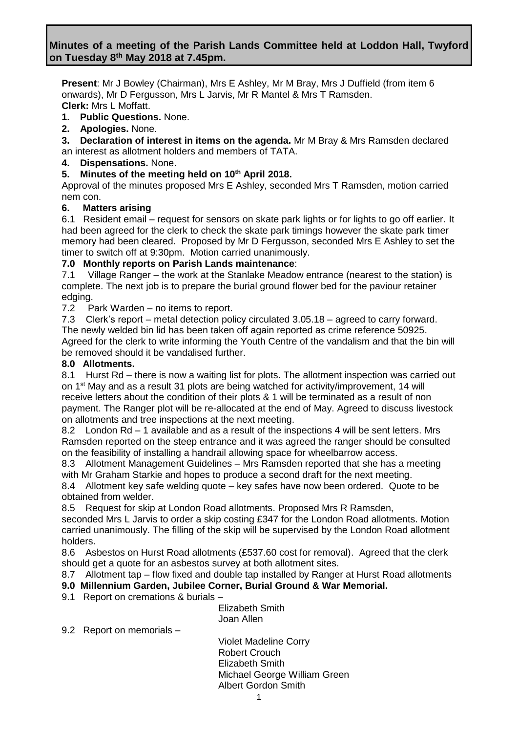# Minutes of a meeting of the Parish Lands Committee held at Loddon Hall, Twyford on Tuesday 8th May 2018 at 7.45pm.

**Present**: Mr J Bowley (Chairman), Mrs E Ashley, Mr M Bray, Mrs J Duffield (from item 6 onwards), Mr D Fergusson, Mrs L Jarvis, Mr R Mantel & Mrs T Ramsden.
**Clerk:** Mrs L Moffatt.

1. **Public Questions.** None.
2. **Apologies.** None.
3. **Declaration of interest in items on the agenda.** Mr M Bray & Mrs Ramsden declared an interest as allotment holders and members of TATA.
4. **Dispensations.** None.
5. **Minutes of the meeting held on 10th April 2018.**

Approval of the minutes proposed Mrs E Ashley, seconded Mrs T Ramsden, motion carried nem con.

**6. Matters arising**

6.1 Resident email – request for sensors on skate park lights or for lights to go off earlier. It had been agreed for the clerk to check the skate park timings however the skate park timer memory had been cleared. Proposed by Mr D Fergusson, seconded Mrs E Ashley to set the timer to switch off at 9:30pm. Motion carried unanimously.

**7.0 Monthly reports on Parish Lands maintenance**:

7.1 Village Ranger – the work at the Stanlake Meadow entrance (nearest to the station) is complete. The next job is to prepare the burial ground flower bed for the paviour retainer edging.

7.2 Park Warden – no items to report.

7.3 Clerk's report – metal detection policy circulated 3.05.18 – agreed to carry forward. The newly welded bin lid has been taken off again reported as crime reference 50925. Agreed for the clerk to write informing the Youth Centre of the vandalism and that the bin will be removed should it be vandalised further.

**8.0 Allotments.**

8.1 Hurst Rd – there is now a waiting list for plots. The allotment inspection was carried out on 1st May and as a result 31 plots are being watched for activity/improvement, 14 will receive letters about the condition of their plots & 1 will be terminated as a result of non payment. The Ranger plot will be re-allocated at the end of May. Agreed to discuss livestock on allotments and tree inspections at the next meeting.

8.2 London Rd – 1 available and as a result of the inspections 4 will be sent letters. Mrs Ramsden reported on the steep entrance and it was agreed the ranger should be consulted on the feasibility of installing a handrail allowing space for wheelbarrow access.

8.3 Allotment Management Guidelines – Mrs Ramsden reported that she has a meeting with Mr Graham Starkie and hopes to produce a second draft for the next meeting.

8.4 Allotment key safe welding quote – key safes have now been ordered. Quote to be obtained from welder.

8.5 Request for skip at London Road allotments. Proposed Mrs R Ramsden, seconded Mrs L Jarvis to order a skip costing £347 for the London Road allotments. Motion carried unanimously. The filling of the skip will be supervised by the London Road allotment holders.

8.6 Asbestos on Hurst Road allotments (£537.60 cost for removal). Agreed that the clerk should get a quote for an asbestos survey at both allotment sites.

8.7 Allotment tap – flow fixed and double tap installed by Ranger at Hurst Road allotments

**9.0 Millennium Garden, Jubilee Corner, Burial Ground & War Memorial.**

9.1 Report on cremations & burials –

Elizabeth Smith
Joan Allen

9.2 Report on memorials –

Violet Madeline Corry
Robert Crouch
Elizabeth Smith
Michael George William Green
Albert Gordon Smith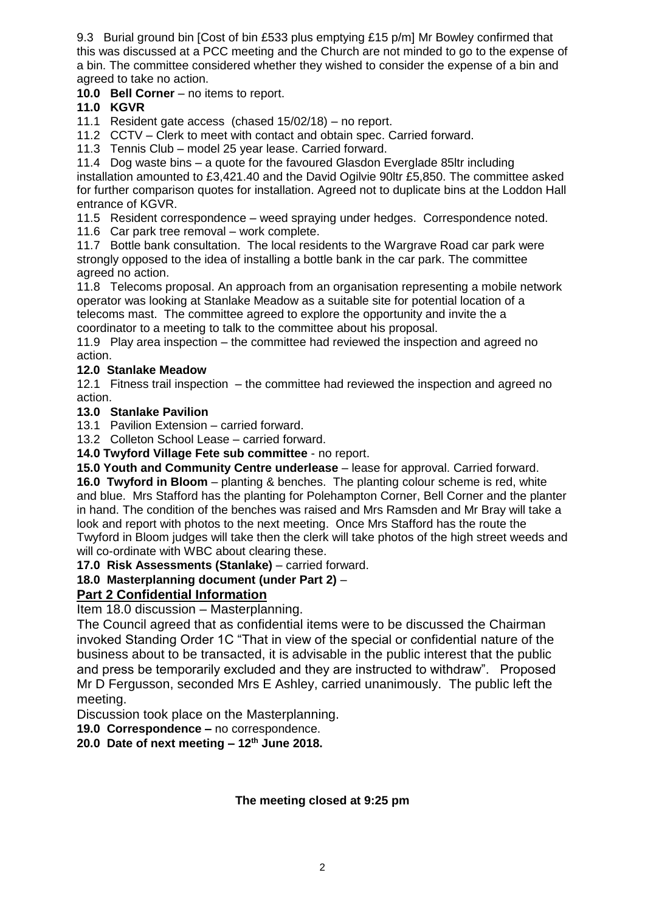9.3 Burial ground bin [Cost of bin £533 plus emptying £15 p/m] Mr Bowley confirmed that this was discussed at a PCC meeting and the Church are not minded to go to the expense of a bin. The committee considered whether they wished to consider the expense of a bin and agreed to take no action.

**10.0 Bell Corner** – no items to report.

**11.0 KGVR**

11.1 Resident gate access (chased 15/02/18) – no report.

11.2 CCTV – Clerk to meet with contact and obtain spec. Carried forward.

11.3 Tennis Club – model 25 year lease. Carried forward.

11.4 Dog waste bins – a quote for the favoured Glasdon Everglade 85ltr including installation amounted to £3,421.40 and the David Ogilvie 90ltr £5,850. The committee asked for further comparison quotes for installation. Agreed not to duplicate bins at the Loddon Hall entrance of KGVR.

11.5 Resident correspondence – weed spraying under hedges. Correspondence noted.

11.6 Car park tree removal – work complete.

11.7 Bottle bank consultation. The local residents to the Wargrave Road car park were strongly opposed to the idea of installing a bottle bank in the car park. The committee agreed no action.

11.8 Telecoms proposal. An approach from an organisation representing a mobile network operator was looking at Stanlake Meadow as a suitable site for potential location of a telecoms mast. The committee agreed to explore the opportunity and invite the a coordinator to a meeting to talk to the committee about his proposal.

11.9 Play area inspection – the committee had reviewed the inspection and agreed no action.

**12.0 Stanlake Meadow**

12.1 Fitness trail inspection – the committee had reviewed the inspection and agreed no action.

**13.0 Stanlake Pavilion**

13.1 Pavilion Extension – carried forward.

13.2 Colleton School Lease – carried forward.

**14.0 Twyford Village Fete sub committee** - no report.

**15.0 Youth and Community Centre underlease** – lease for approval. Carried forward.

**16.0 Twyford in Bloom** – planting & benches. The planting colour scheme is red, white and blue. Mrs Stafford has the planting for Polehampton Corner, Bell Corner and the planter in hand. The condition of the benches was raised and Mrs Ramsden and Mr Bray will take a look and report with photos to the next meeting. Once Mrs Stafford has the route the Twyford in Bloom judges will take then the clerk will take photos of the high street weeds and will co-ordinate with WBC about clearing these.

**17.0 Risk Assessments (Stanlake)** – carried forward.

**18.0 Masterplanning document (under Part 2)** –

## Part 2 Confidential Information

Item 18.0 discussion – Masterplanning.

The Council agreed that as confidential items were to be discussed the Chairman invoked Standing Order 1C "That in view of the special or confidential nature of the business about to be transacted, it is advisable in the public interest that the public and press be temporarily excluded and they are instructed to withdraw". Proposed Mr D Fergusson, seconded Mrs E Ashley, carried unanimously. The public left the meeting.

Discussion took place on the Masterplanning.

**19.0 Correspondence –** no correspondence.

**20.0 Date of next meeting – 12th June 2018.**

**The meeting closed at 9:25 pm**